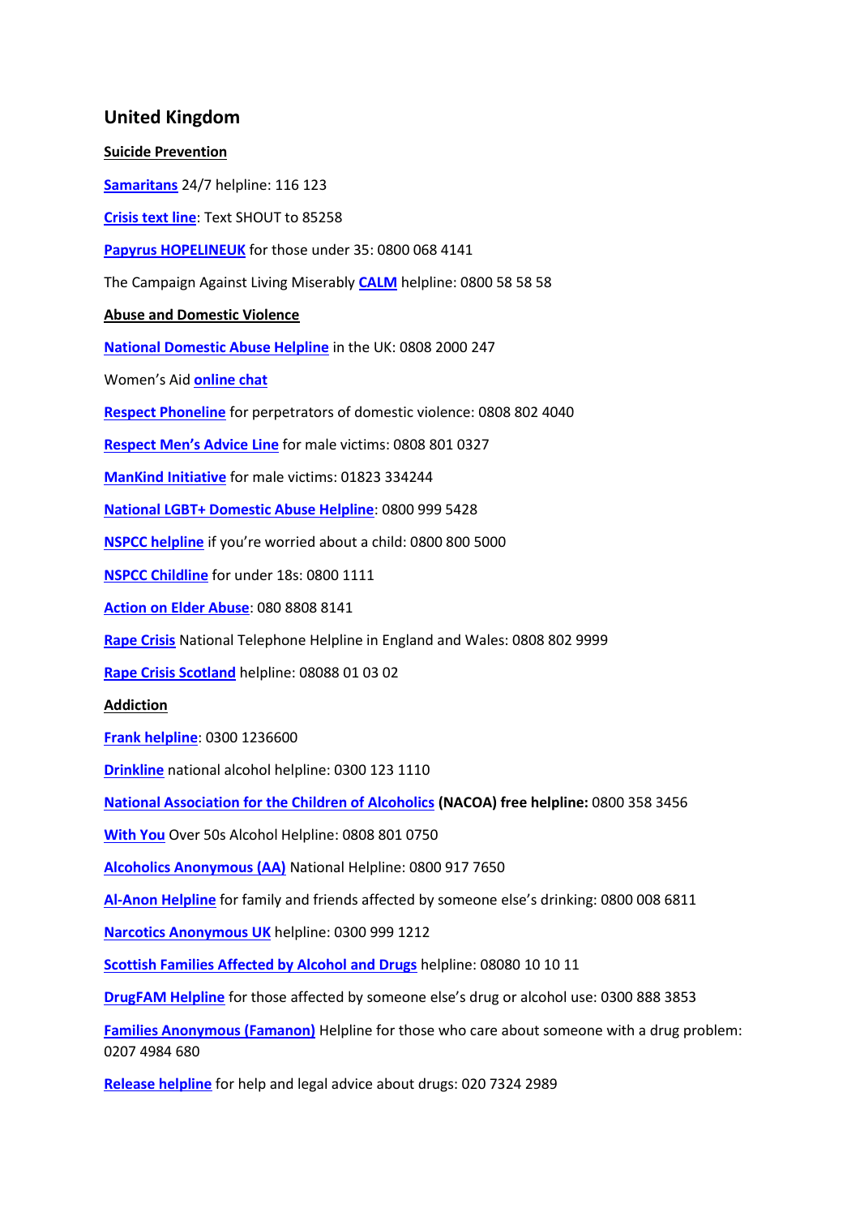# United Kingdom

**Suicide Prevention**

**Samaritans** 24/7 helpline: 116 123

**Crisis text line**: Text SHOUT to 85258

**Papyrus HOPELINEUK** for those under 35: 0800 068 4141

The Campaign Against Living Miserably **CALM** helpline: 0800 58 58 58

**Abuse and Domestic Violence**

**National Domestic Abuse Helpline** in the UK: 0808 2000 247

Women's Aid **online chat**

**Respect Phoneline** for perpetrators of domestic violence: 0808 802 4040

**Respect Men's Advice Line** for male victims: 0808 801 0327

**ManKind Initiative** for male victims: 01823 334244

**National LGBT+ Domestic Abuse Helpline**: 0800 999 5428

**NSPCC helpline** if you're worried about a child: 0800 800 5000

**NSPCC Childline** for under 18s: 0800 1111

**Action on Elder Abuse**: 080 8808 8141

**Rape Crisis** National Telephone Helpline in England and Wales: 0808 802 9999

**Rape Crisis Scotland** helpline: 08088 01 03 02

**Addiction**

**Frank helpline**: 0300 1236600

**Drinkline** national alcohol helpline: 0300 123 1110

**National Association for the Children of Alcoholics** **(NACOA) free helpline:** 0800 358 3456

**With You** Over 50s Alcohol Helpline: 0808 801 0750

**Alcoholics Anonymous (AA)** National Helpline: 0800 917 7650

**Al-Anon Helpline** for family and friends affected by someone else's drinking: 0800 008 6811

**Narcotics Anonymous UK** helpline: 0300 999 1212

**Scottish Families Affected by Alcohol and Drugs** helpline: 08080 10 10 11

**DrugFAM Helpline** for those affected by someone else's drug or alcohol use: 0300 888 3853

**Families Anonymous (Famanon)** Helpline for those who care about someone with a drug problem: 0207 4984 680

**Release helpline** for help and legal advice about drugs: 020 7324 2989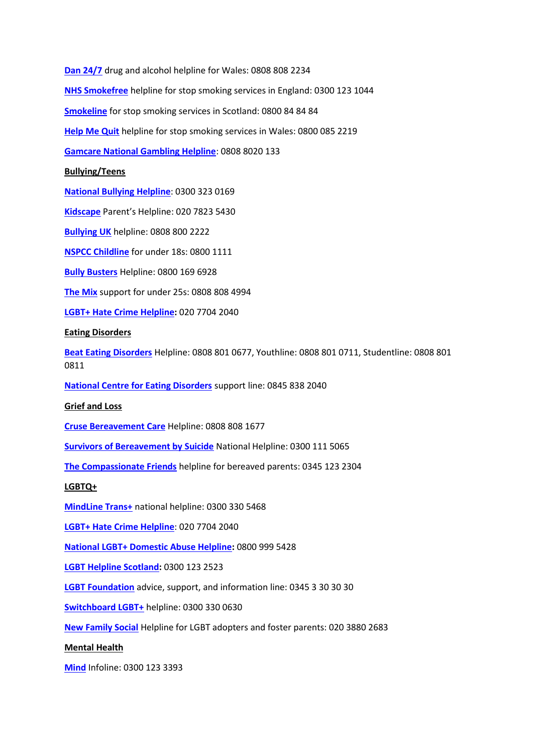**Dan 24/7** drug and alcohol helpline for Wales: 0808 808 2234

**NHS Smokefree** helpline for stop smoking services in England: 0300 123 1044

**Smokeline** for stop smoking services in Scotland: 0800 84 84 84

**Help Me Quit** helpline for stop smoking services in Wales: 0800 085 2219

**Gamcare National Gambling Helpline**: 0808 8020 133

**Bullying/Teens**

**National Bullying Helpline**: 0300 323 0169

**Kidscape** Parent's Helpline: 020 7823 5430

**Bullying UK** helpline: 0808 800 2222

**NSPCC Childline** for under 18s: 0800 1111

**Bully Busters** Helpline: 0800 169 6928

**The Mix** support for under 25s: 0808 808 4994

**LGBT+ Hate Crime Helpline:** 020 7704 2040

**Eating Disorders**

**Beat Eating Disorders** Helpline: 0808 801 0677, Youthline: 0808 801 0711, Studentline: 0808 801 0811

**National Centre for Eating Disorders** support line: 0845 838 2040

**Grief and Loss**

**Cruse Bereavement Care** Helpline: 0808 808 1677

**Survivors of Bereavement by Suicide** National Helpline: 0300 111 5065

**The Compassionate Friends** helpline for bereaved parents: 0345 123 2304

**LGBTQ+**

**MindLine Trans+** national helpline: 0300 330 5468

**LGBT+ Hate Crime Helpline**: 020 7704 2040

**National LGBT+ Domestic Abuse Helpline:** 0800 999 5428

**LGBT Helpline Scotland:** 0300 123 2523

**LGBT Foundation** advice, support, and information line: 0345 3 30 30 30

**Switchboard LGBT+** helpline: 0300 330 0630

**New Family Social** Helpline for LGBT adopters and foster parents: 020 3880 2683

**Mental Health**

**Mind** Infoline: 0300 123 3393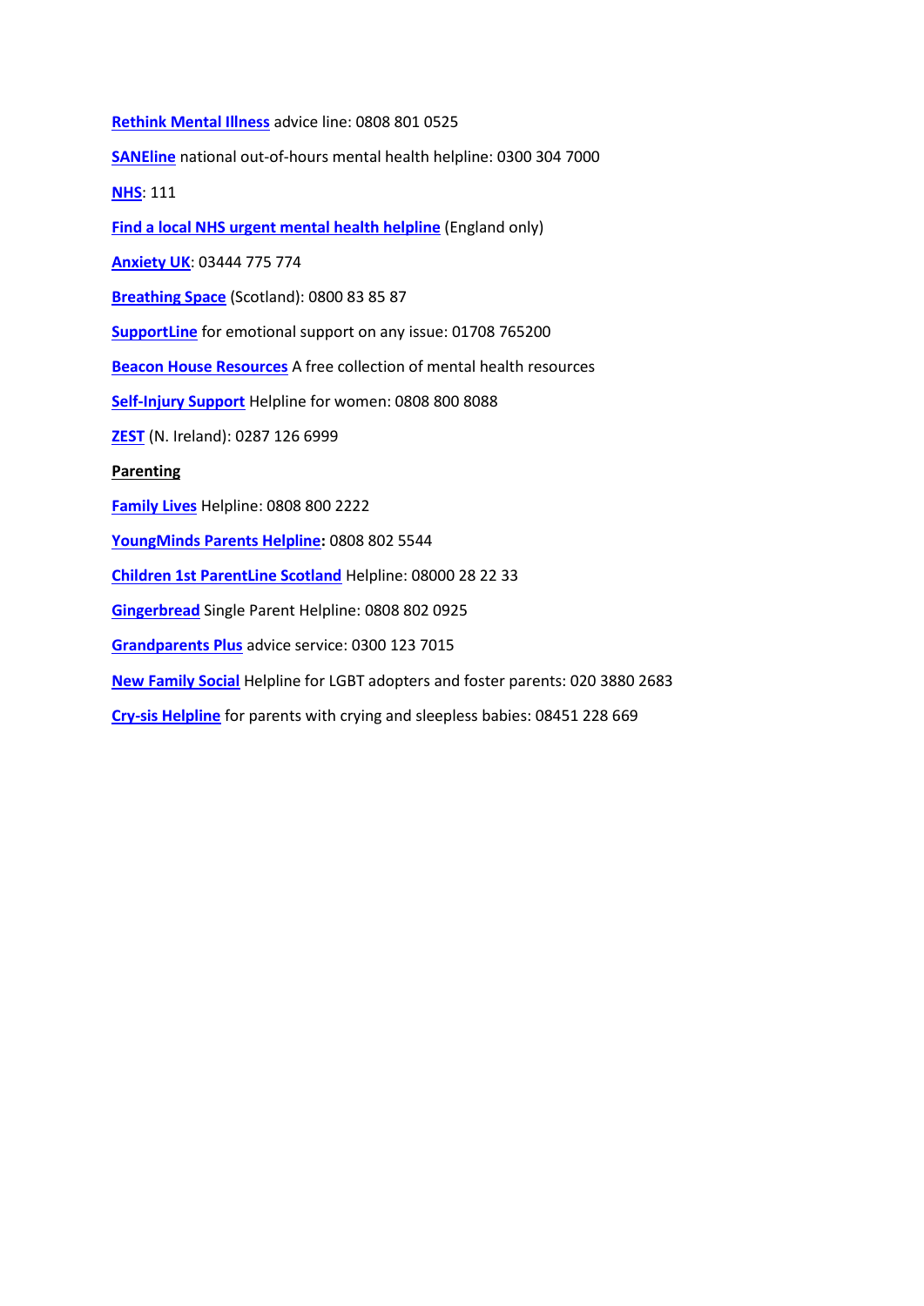**Rethink Mental Illness** advice line: 0808 801 0525

**SANEline** national out-of-hours mental health helpline: 0300 304 7000

**NHS**: 111

**Find a local NHS urgent mental health helpline** (England only)

**Anxiety UK**: 03444 775 774

**Breathing Space** (Scotland): 0800 83 85 87

**SupportLine** for emotional support on any issue: 01708 765200

**Beacon House Resources** A free collection of mental health resources

**Self-Injury Support** Helpline for women: 0808 800 8088

**ZEST** (N. Ireland): 0287 126 6999

**Parenting**

**Family Lives** Helpline: 0808 800 2222

**YoungMinds Parents Helpline:** 0808 802 5544

**Children 1st ParentLine Scotland** Helpline: 08000 28 22 33

**Gingerbread** Single Parent Helpline: 0808 802 0925

**Grandparents Plus** advice service: 0300 123 7015

**New Family Social** Helpline for LGBT adopters and foster parents: 020 3880 2683

**Cry-sis Helpline** for parents with crying and sleepless babies: 08451 228 669